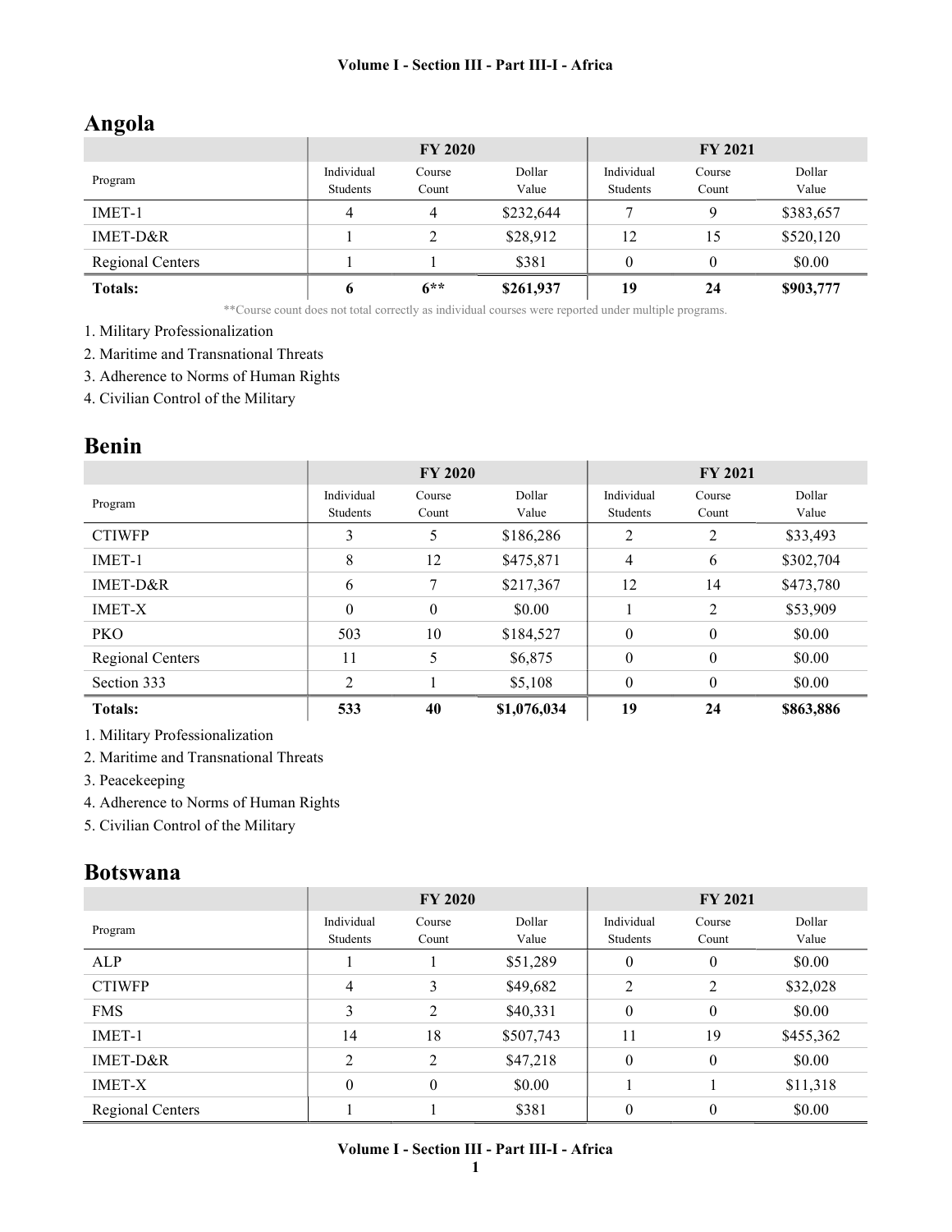## Angola

| Program | FY 2020 | | | FY 2021 | | |
|---|---|---|---|---|---|---|
| | Individual Students | Course Count | Dollar Value | Individual Students | Course Count | Dollar Value |
| IMET-1 | 4 | 4 | $232,644 | 7 | 9 | $383,657 |
| IMET-D&R | 1 | 2 | $28,912 | 12 | 15 | $520,120 |
| Regional Centers | 1 | 1 | $381 | 0 | 0 | $0.00 |
| **Totals:** | **6** | **6**** | **$261,937** | **19** | **24** | **$903,777** |

**Course count does not total correctly as individual courses were reported under multiple programs.

1. Military Professionalization
2. Maritime and Transnational Threats
3. Adherence to Norms of Human Rights
4. Civilian Control of the Military

## Benin

| Program | FY 2020 | | | FY 2021 | | |
|---|---|---|---|---|---|---|
| | Individual Students | Course Count | Dollar Value | Individual Students | Course Count | Dollar Value |
| CTIWFP | 3 | 5 | $186,286 | 2 | 2 | $33,493 |
| IMET-1 | 8 | 12 | $475,871 | 4 | 6 | $302,704 |
| IMET-D&R | 6 | 7 | $217,367 | 12 | 14 | $473,780 |
| IMET-X | 0 | 0 | $0.00 | 1 | 2 | $53,909 |
| PKO | 503 | 10 | $184,527 | 0 | 0 | $0.00 |
| Regional Centers | 11 | 5 | $6,875 | 0 | 0 | $0.00 |
| Section 333 | 2 | 1 | $5,108 | 0 | 0 | $0.00 |
| **Totals:** | **533** | **40** | **$1,076,034** | **19** | **24** | **$863,886** |

1. Military Professionalization
2. Maritime and Transnational Threats
3. Peacekeeping
4. Adherence to Norms of Human Rights
5. Civilian Control of the Military

## Botswana

| Program | FY 2020 | | | FY 2021 | | |
|---|---|---|---|---|---|---|
| | Individual Students | Course Count | Dollar Value | Individual Students | Course Count | Dollar Value |
| ALP | 1 | 1 | $51,289 | 0 | 0 | $0.00 |
| CTIWFP | 4 | 3 | $49,682 | 2 | 2 | $32,028 |
| FMS | 3 | 2 | $40,331 | 0 | 0 | $0.00 |
| IMET-1 | 14 | 18 | $507,743 | 11 | 19 | $455,362 |
| IMET-D&R | 2 | 2 | $47,218 | 0 | 0 | $0.00 |
| IMET-X | 0 | 0 | $0.00 | 1 | 1 | $11,318 |
| Regional Centers | 1 | 1 | $381 | 0 | 0 | $0.00 |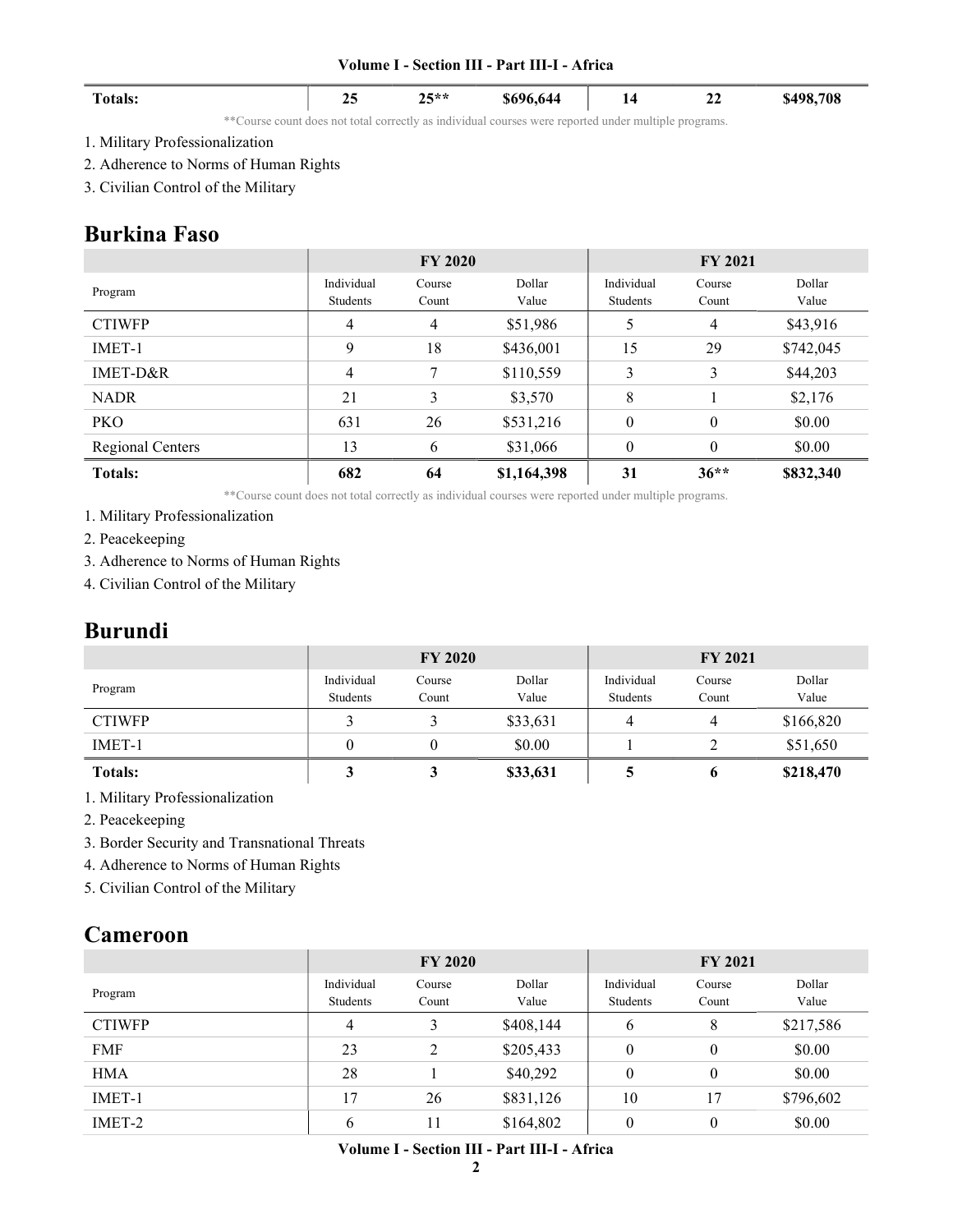| | | | | | | |
|---|---|---|---|---|---|---|
| **Totals:** | **25** | **25\*\*** | **$696,644** | **14** | **22** | **$498,708** |

**Course count does not total correctly as individual courses were reported under multiple programs.

1. Military Professionalization
2. Adherence to Norms of Human Rights
3. Civilian Control of the Military

## Burkina Faso

| | FY 2020 | | | FY 2021 | | |
|---|---|---|---|---|---|---|
| Program | Individual Students | Course Count | Dollar Value | Individual Students | Course Count | Dollar Value |
| CTIWFP | 4 | 4 | $51,986 | 5 | 4 | $43,916 |
| IMET-1 | 9 | 18 | $436,001 | 15 | 29 | $742,045 |
| IMET-D&R | 4 | 7 | $110,559 | 3 | 3 | $44,203 |
| NADR | 21 | 3 | $3,570 | 8 | 1 | $2,176 |
| PKO | 631 | 26 | $531,216 | 0 | 0 | $0.00 |
| Regional Centers | 13 | 6 | $31,066 | 0 | 0 | $0.00 |
| **Totals:** | **682** | **64** | **$1,164,398** | **31** | **36\*\*** | **$832,340** |

**Course count does not total correctly as individual courses were reported under multiple programs.

1. Military Professionalization
2. Peacekeeping
3. Adherence to Norms of Human Rights
4. Civilian Control of the Military

## Burundi

| | FY 2020 | | | FY 2021 | | |
|---|---|---|---|---|---|---|
| Program | Individual Students | Course Count | Dollar Value | Individual Students | Course Count | Dollar Value |
| CTIWFP | 3 | 3 | $33,631 | 4 | 4 | $166,820 |
| IMET-1 | 0 | 0 | $0.00 | 1 | 2 | $51,650 |
| **Totals:** | **3** | **3** | **$33,631** | **5** | **6** | **$218,470** |

1. Military Professionalization
2. Peacekeeping
3. Border Security and Transnational Threats
4. Adherence to Norms of Human Rights
5. Civilian Control of the Military

## Cameroon

| | FY 2020 | | | FY 2021 | | |
|---|---|---|---|---|---|---|
| Program | Individual Students | Course Count | Dollar Value | Individual Students | Course Count | Dollar Value |
| CTIWFP | 4 | 3 | $408,144 | 6 | 8 | $217,586 |
| FMF | 23 | 2 | $205,433 | 0 | 0 | $0.00 |
| HMA | 28 | 1 | $40,292 | 0 | 0 | $0.00 |
| IMET-1 | 17 | 26 | $831,126 | 10 | 17 | $796,602 |
| IMET-2 | 6 | 11 | $164,802 | 0 | 0 | $0.00 |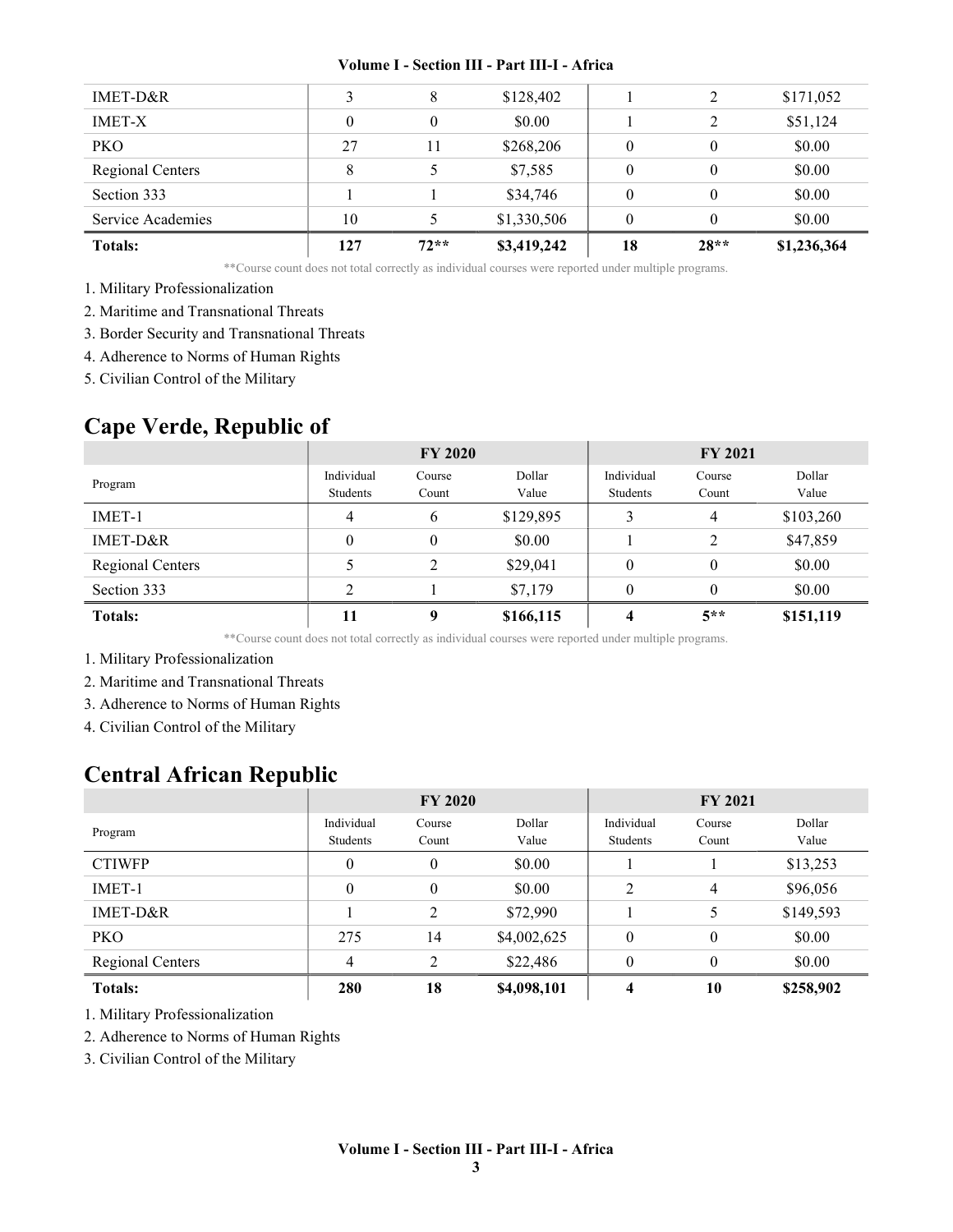| | | | | | | |
|---|---|---|---|---|---|---|
| IMET-D&R | 3 | 8 | $128,402 | 1 | 2 | $171,052 |
| IMET-X | 0 | 0 | $0.00 | 1 | 2 | $51,124 |
| PKO | 27 | 11 | $268,206 | 0 | 0 | $0.00 |
| Regional Centers | 8 | 5 | $7,585 | 0 | 0 | $0.00 |
| Section 333 | 1 | 1 | $34,746 | 0 | 0 | $0.00 |
| Service Academies | 10 | 5 | $1,330,506 | 0 | 0 | $0.00 |
| **Totals:** | **127** | **72**** | **$3,419,242** | **18** | **28**** | **$1,236,364** |

**Course count does not total correctly as individual courses were reported under multiple programs.

1. Military Professionalization
2. Maritime and Transnational Threats
3. Border Security and Transnational Threats
4. Adherence to Norms of Human Rights
5. Civilian Control of the Military

## Cape Verde, Republic of

| | FY 2020 | | | FY 2021 | | |
|---|---|---|---|---|---|---|
| Program | Individual Students | Course Count | Dollar Value | Individual Students | Course Count | Dollar Value |
| IMET-1 | 4 | 6 | $129,895 | 3 | 4 | $103,260 |
| IMET-D&R | 0 | 0 | $0.00 | 1 | 2 | $47,859 |
| Regional Centers | 5 | 2 | $29,041 | 0 | 0 | $0.00 |
| Section 333 | 2 | 1 | $7,179 | 0 | 0 | $0.00 |
| **Totals:** | **11** | **9** | **$166,115** | **4** | **5**** | **$151,119** |

**Course count does not total correctly as individual courses were reported under multiple programs.

1. Military Professionalization
2. Maritime and Transnational Threats
3. Adherence to Norms of Human Rights
4. Civilian Control of the Military

## Central African Republic

| | FY 2020 | | | FY 2021 | | |
|---|---|---|---|---|---|---|
| Program | Individual Students | Course Count | Dollar Value | Individual Students | Course Count | Dollar Value |
| CTIWFP | 0 | 0 | $0.00 | 1 | 1 | $13,253 |
| IMET-1 | 0 | 0 | $0.00 | 2 | 4 | $96,056 |
| IMET-D&R | 1 | 2 | $72,990 | 1 | 5 | $149,593 |
| PKO | 275 | 14 | $4,002,625 | 0 | 0 | $0.00 |
| Regional Centers | 4 | 2 | $22,486 | 0 | 0 | $0.00 |
| **Totals:** | **280** | **18** | **$4,098,101** | **4** | **10** | **$258,902** |

1. Military Professionalization
2. Adherence to Norms of Human Rights
3. Civilian Control of the Military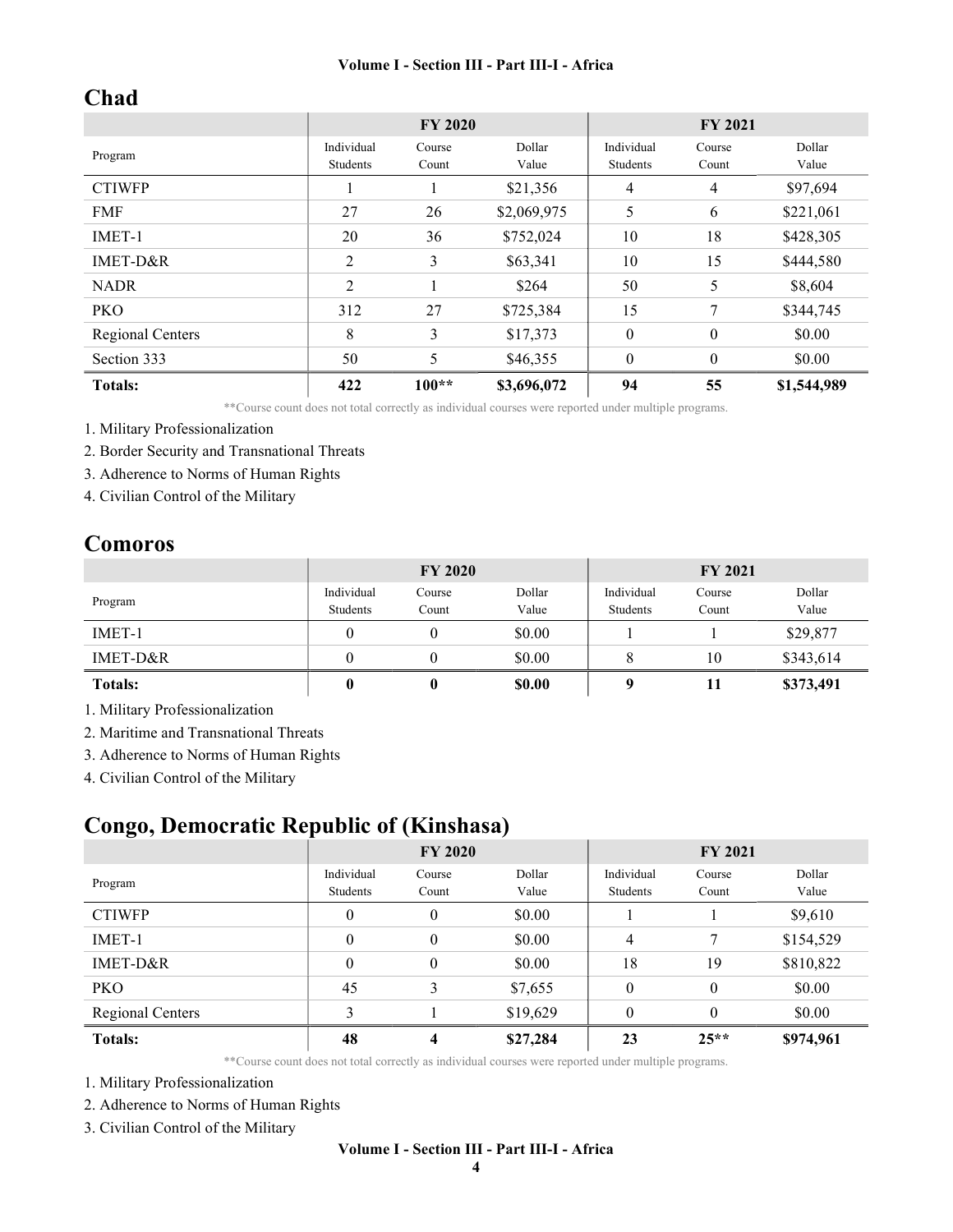## Chad

| Program | FY 2020 | | | FY 2021 | | |
|---|---|---|---|---|---|---|
| | Individual Students | Course Count | Dollar Value | Individual Students | Course Count | Dollar Value |
| CTIWFP | 1 | 1 | $21,356 | 4 | 4 | $97,694 |
| FMF | 27 | 26 | $2,069,975 | 5 | 6 | $221,061 |
| IMET-1 | 20 | 36 | $752,024 | 10 | 18 | $428,305 |
| IMET-D&R | 2 | 3 | $63,341 | 10 | 15 | $444,580 |
| NADR | 2 | 1 | $264 | 50 | 5 | $8,604 |
| PKO | 312 | 27 | $725,384 | 15 | 7 | $344,745 |
| Regional Centers | 8 | 3 | $17,373 | 0 | 0 | $0.00 |
| Section 333 | 50 | 5 | $46,355 | 0 | 0 | $0.00 |
| **Totals:** | **422** | **100**** | **$3,696,072** | **94** | **55** | **$1,544,989** |

**Course count does not total correctly as individual courses were reported under multiple programs.

1. Military Professionalization
2. Border Security and Transnational Threats
3. Adherence to Norms of Human Rights
4. Civilian Control of the Military

## Comoros

| Program | FY 2020 | | | FY 2021 | | |
|---|---|---|---|---|---|---|
| | Individual Students | Course Count | Dollar Value | Individual Students | Course Count | Dollar Value |
| IMET-1 | 0 | 0 | $0.00 | 1 | 1 | $29,877 |
| IMET-D&R | 0 | 0 | $0.00 | 8 | 10 | $343,614 |
| **Totals:** | **0** | **0** | **$0.00** | **9** | **11** | **$373,491** |

1. Military Professionalization
2. Maritime and Transnational Threats
3. Adherence to Norms of Human Rights
4. Civilian Control of the Military

## Congo, Democratic Republic of (Kinshasa)

| Program | FY 2020 | | | FY 2021 | | |
|---|---|---|---|---|---|---|
| | Individual Students | Course Count | Dollar Value | Individual Students | Course Count | Dollar Value |
| CTIWFP | 0 | 0 | $0.00 | 1 | 1 | $9,610 |
| IMET-1 | 0 | 0 | $0.00 | 4 | 7 | $154,529 |
| IMET-D&R | 0 | 0 | $0.00 | 18 | 19 | $810,822 |
| PKO | 45 | 3 | $7,655 | 0 | 0 | $0.00 |
| Regional Centers | 3 | 1 | $19,629 | 0 | 0 | $0.00 |
| **Totals:** | **48** | **4** | **$27,284** | **23** | **25**** | **$974,961** |

**Course count does not total correctly as individual courses were reported under multiple programs.

1. Military Professionalization
2. Adherence to Norms of Human Rights
3. Civilian Control of the Military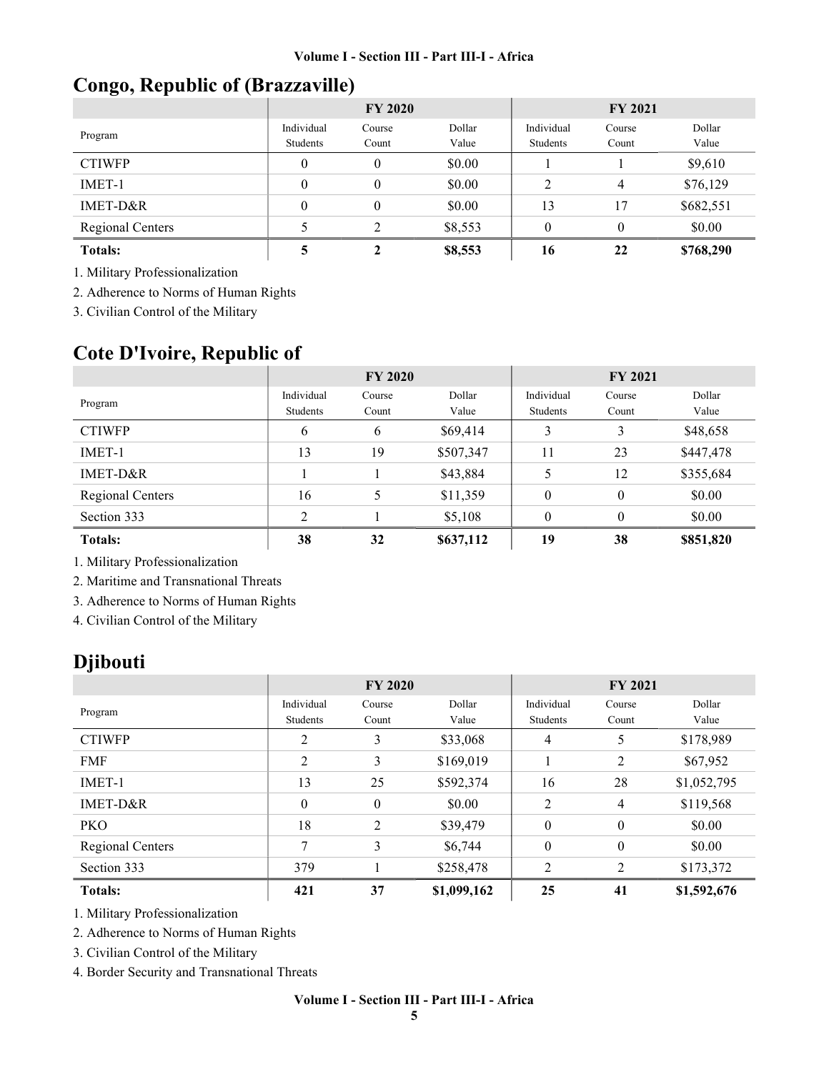## Congo, Republic of (Brazzaville)

| Program | FY 2020 | | | FY 2021 | | |
|---|---|---|---|---|---|---|
| | Individual Students | Course Count | Dollar Value | Individual Students | Course Count | Dollar Value |
| CTIWFP | 0 | 0 | $0.00 | 1 | 1 | $9,610 |
| IMET-1 | 0 | 0 | $0.00 | 2 | 4 | $76,129 |
| IMET-D&R | 0 | 0 | $0.00 | 13 | 17 | $682,551 |
| Regional Centers | 5 | 2 | $8,553 | 0 | 0 | $0.00 |
| **Totals:** | **5** | **2** | **$8,553** | **16** | **22** | **$768,290** |

1. Military Professionalization
2. Adherence to Norms of Human Rights
3. Civilian Control of the Military

## Cote D'Ivoire, Republic of

| Program | FY 2020 | | | FY 2021 | | |
|---|---|---|---|---|---|---|
| | Individual Students | Course Count | Dollar Value | Individual Students | Course Count | Dollar Value |
| CTIWFP | 6 | 6 | $69,414 | 3 | 3 | $48,658 |
| IMET-1 | 13 | 19 | $507,347 | 11 | 23 | $447,478 |
| IMET-D&R | 1 | 1 | $43,884 | 5 | 12 | $355,684 |
| Regional Centers | 16 | 5 | $11,359 | 0 | 0 | $0.00 |
| Section 333 | 2 | 1 | $5,108 | 0 | 0 | $0.00 |
| **Totals:** | **38** | **32** | **$637,112** | **19** | **38** | **$851,820** |

1. Military Professionalization
2. Maritime and Transnational Threats
3. Adherence to Norms of Human Rights
4. Civilian Control of the Military

## Djibouti

| Program | FY 2020 | | | FY 2021 | | |
|---|---|---|---|---|---|---|
| | Individual Students | Course Count | Dollar Value | Individual Students | Course Count | Dollar Value |
| CTIWFP | 2 | 3 | $33,068 | 4 | 5 | $178,989 |
| FMF | 2 | 3 | $169,019 | 1 | 2 | $67,952 |
| IMET-1 | 13 | 25 | $592,374 | 16 | 28 | $1,052,795 |
| IMET-D&R | 0 | 0 | $0.00 | 2 | 4 | $119,568 |
| PKO | 18 | 2 | $39,479 | 0 | 0 | $0.00 |
| Regional Centers | 7 | 3 | $6,744 | 0 | 0 | $0.00 |
| Section 333 | 379 | 1 | $258,478 | 2 | 2 | $173,372 |
| **Totals:** | **421** | **37** | **$1,099,162** | **25** | **41** | **$1,592,676** |

1. Military Professionalization
2. Adherence to Norms of Human Rights
3. Civilian Control of the Military
4. Border Security and Transnational Threats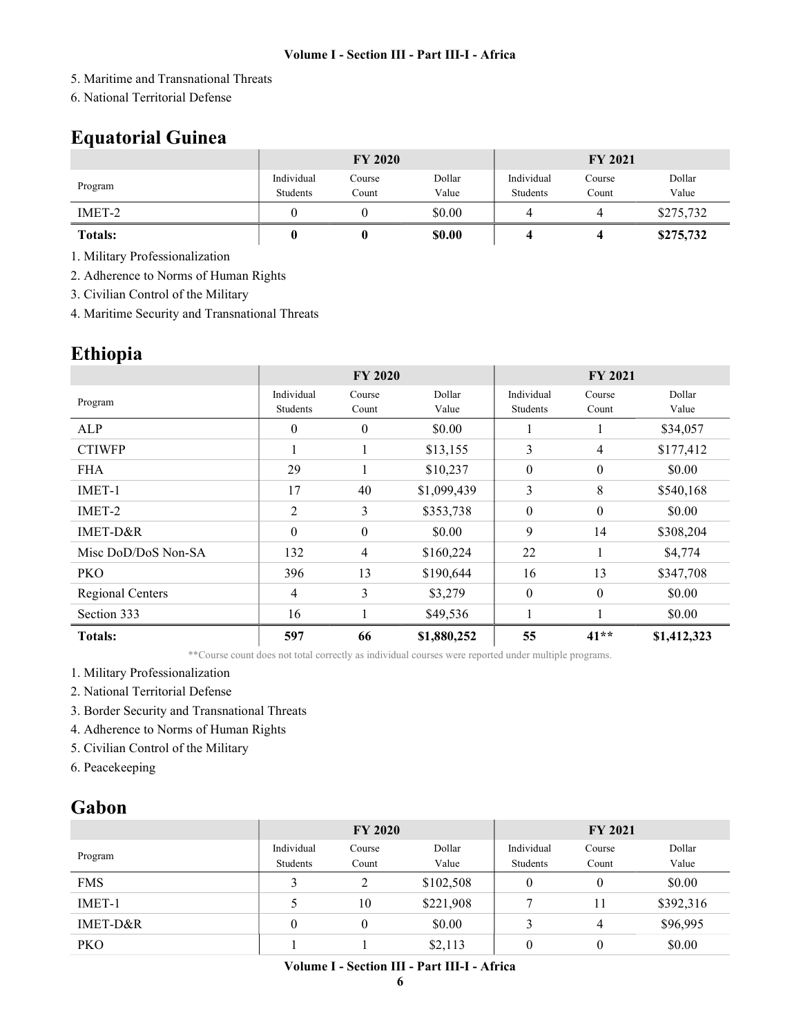5. Maritime and Transnational Threats
6. National Territorial Defense

## Equatorial Guinea

| | FY 2020 | | | FY 2021 | | |
|---|---|---|---|---|---|---|
| Program | Individual Students | Course Count | Dollar Value | Individual Students | Course Count | Dollar Value |
| IMET-2 | 0 | 0 | $0.00 | 4 | 4 | $275,732 |
| **Totals:** | **0** | **0** | **$0.00** | **4** | **4** | **$275,732** |

1. Military Professionalization
2. Adherence to Norms of Human Rights
3. Civilian Control of the Military
4. Maritime Security and Transnational Threats

## Ethiopia

| | FY 2020 | | | FY 2021 | | |
|---|---|---|---|---|---|---|
| Program | Individual Students | Course Count | Dollar Value | Individual Students | Course Count | Dollar Value |
| ALP | 0 | 0 | $0.00 | 1 | 1 | $34,057 |
| CTIWFP | 1 | 1 | $13,155 | 3 | 4 | $177,412 |
| FHA | 29 | 1 | $10,237 | 0 | 0 | $0.00 |
| IMET-1 | 17 | 40 | $1,099,439 | 3 | 8 | $540,168 |
| IMET-2 | 2 | 3 | $353,738 | 0 | 0 | $0.00 |
| IMET-D&R | 0 | 0 | $0.00 | 9 | 14 | $308,204 |
| Misc DoD/DoS Non-SA | 132 | 4 | $160,224 | 22 | 1 | $4,774 |
| PKO | 396 | 13 | $190,644 | 16 | 13 | $347,708 |
| Regional Centers | 4 | 3 | $3,279 | 0 | 0 | $0.00 |
| Section 333 | 16 | 1 | $49,536 | 1 | 1 | $0.00 |
| **Totals:** | **597** | **66** | **$1,880,252** | **55** | **41**** | **$1,412,323** |

**Course count does not total correctly as individual courses were reported under multiple programs.

1. Military Professionalization
2. National Territorial Defense
3. Border Security and Transnational Threats
4. Adherence to Norms of Human Rights
5. Civilian Control of the Military
6. Peacekeeping

## Gabon

| | FY 2020 | | | FY 2021 | | |
|---|---|---|---|---|---|---|
| Program | Individual Students | Course Count | Dollar Value | Individual Students | Course Count | Dollar Value |
| FMS | 3 | 2 | $102,508 | 0 | 0 | $0.00 |
| IMET-1 | 5 | 10 | $221,908 | 7 | 11 | $392,316 |
| IMET-D&R | 0 | 0 | $0.00 | 3 | 4 | $96,995 |
| PKO | 1 | 1 | $2,113 | 0 | 0 | $0.00 |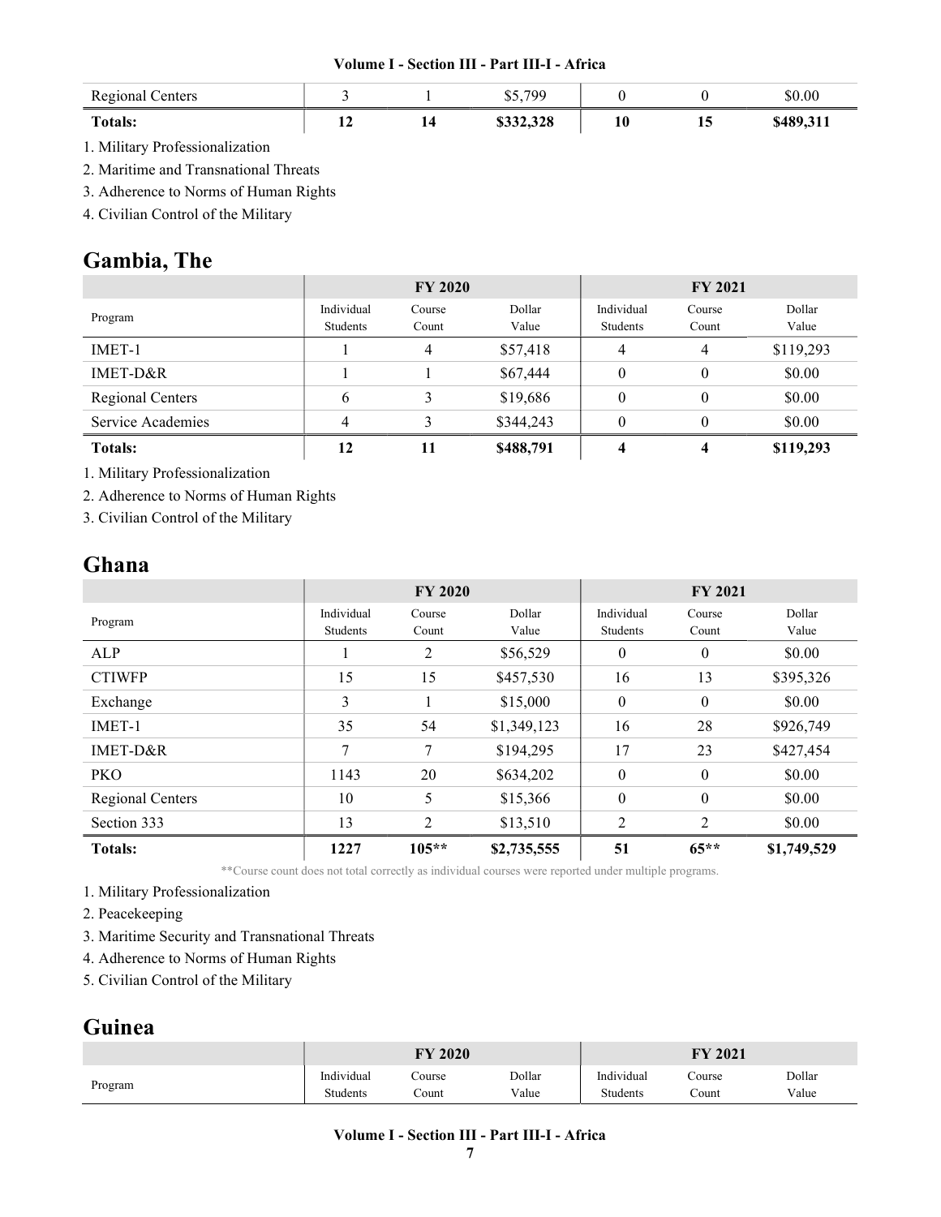| Regional Centers | 3 | 1 | $5,799 | 0 | 0 | $0.00 |
|---|---|---|---|---|---|---|
| **Totals:** | **12** | **14** | **$332,328** | **10** | **15** | **$489,311** |

1. Military Professionalization
2. Maritime and Transnational Threats
3. Adherence to Norms of Human Rights
4. Civilian Control of the Military

## Gambia, The

| | FY 2020 | | | FY 2021 | | |
|---|---|---|---|---|---|---|
| Program | Individual Students | Course Count | Dollar Value | Individual Students | Course Count | Dollar Value |
| IMET-1 | 1 | 4 | $57,418 | 4 | 4 | $119,293 |
| IMET-D&R | 1 | 1 | $67,444 | 0 | 0 | $0.00 |
| Regional Centers | 6 | 3 | $19,686 | 0 | 0 | $0.00 |
| Service Academies | 4 | 3 | $344,243 | 0 | 0 | $0.00 |
| **Totals:** | **12** | **11** | **$488,791** | **4** | **4** | **$119,293** |

1. Military Professionalization
2. Adherence to Norms of Human Rights
3. Civilian Control of the Military

## Ghana

| | FY 2020 | | | FY 2021 | | |
|---|---|---|---|---|---|---|
| Program | Individual Students | Course Count | Dollar Value | Individual Students | Course Count | Dollar Value |
| ALP | 1 | 2 | $56,529 | 0 | 0 | $0.00 |
| CTIWFP | 15 | 15 | $457,530 | 16 | 13 | $395,326 |
| Exchange | 3 | 1 | $15,000 | 0 | 0 | $0.00 |
| IMET-1 | 35 | 54 | $1,349,123 | 16 | 28 | $926,749 |
| IMET-D&R | 7 | 7 | $194,295 | 17 | 23 | $427,454 |
| PKO | 1143 | 20 | $634,202 | 0 | 0 | $0.00 |
| Regional Centers | 10 | 5 | $15,366 | 0 | 0 | $0.00 |
| Section 333 | 13 | 2 | $13,510 | 2 | 2 | $0.00 |
| **Totals:** | **1227** | **105**** | **$2,735,555** | **51** | **65**** | **$1,749,529** |

**Course count does not total correctly as individual courses were reported under multiple programs.

1. Military Professionalization
2. Peacekeeping
3. Maritime Security and Transnational Threats
4. Adherence to Norms of Human Rights
5. Civilian Control of the Military

## Guinea

| | FY 2020 | | | FY 2021 | | |
|---|---|---|---|---|---|---|
| Program | Individual Students | Course Count | Dollar Value | Individual Students | Course Count | Dollar Value |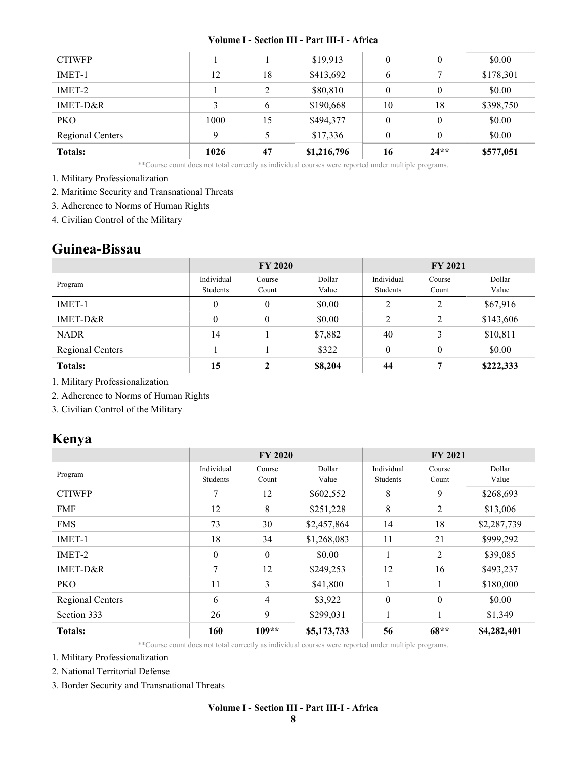| | | | | | | |
|---|---|---|---|---|---|---|
| CTIWFP | 1 | 1 | $19,913 | 0 | 0 | $0.00 |
| IMET-1 | 12 | 18 | $413,692 | 6 | 7 | $178,301 |
| IMET-2 | 1 | 2 | $80,810 | 0 | 0 | $0.00 |
| IMET-D&R | 3 | 6 | $190,668 | 10 | 18 | $398,750 |
| PKO | 1000 | 15 | $494,377 | 0 | 0 | $0.00 |
| Regional Centers | 9 | 5 | $17,336 | 0 | 0 | $0.00 |
| **Totals:** | **1026** | **47** | **$1,216,796** | **16** | **24**** | **$577,051** |

**Course count does not total correctly as individual courses were reported under multiple programs.

1. Military Professionalization
2. Maritime Security and Transnational Threats
3. Adherence to Norms of Human Rights
4. Civilian Control of the Military

## Guinea-Bissau

| | FY 2020 | | | FY 2021 | | |
|---|---|---|---|---|---|---|
| Program | Individual Students | Course Count | Dollar Value | Individual Students | Course Count | Dollar Value |
| IMET-1 | 0 | 0 | $0.00 | 2 | 2 | $67,916 |
| IMET-D&R | 0 | 0 | $0.00 | 2 | 2 | $143,606 |
| NADR | 14 | 1 | $7,882 | 40 | 3 | $10,811 |
| Regional Centers | 1 | 1 | $322 | 0 | 0 | $0.00 |
| **Totals:** | **15** | **2** | **$8,204** | **44** | **7** | **$222,333** |

1. Military Professionalization
2. Adherence to Norms of Human Rights
3. Civilian Control of the Military

## Kenya

| | FY 2020 | | | FY 2021 | | |
|---|---|---|---|---|---|---|
| Program | Individual Students | Course Count | Dollar Value | Individual Students | Course Count | Dollar Value |
| CTIWFP | 7 | 12 | $602,552 | 8 | 9 | $268,693 |
| FMF | 12 | 8 | $251,228 | 8 | 2 | $13,006 |
| FMS | 73 | 30 | $2,457,864 | 14 | 18 | $2,287,739 |
| IMET-1 | 18 | 34 | $1,268,083 | 11 | 21 | $999,292 |
| IMET-2 | 0 | 0 | $0.00 | 1 | 2 | $39,085 |
| IMET-D&R | 7 | 12 | $249,253 | 12 | 16 | $493,237 |
| PKO | 11 | 3 | $41,800 | 1 | 1 | $180,000 |
| Regional Centers | 6 | 4 | $3,922 | 0 | 0 | $0.00 |
| Section 333 | 26 | 9 | $299,031 | 1 | 1 | $1,349 |
| **Totals:** | **160** | **109**** | **$5,173,733** | **56** | **68**** | **$4,282,401** |

**Course count does not total correctly as individual courses were reported under multiple programs.

1. Military Professionalization
2. National Territorial Defense
3. Border Security and Transnational Threats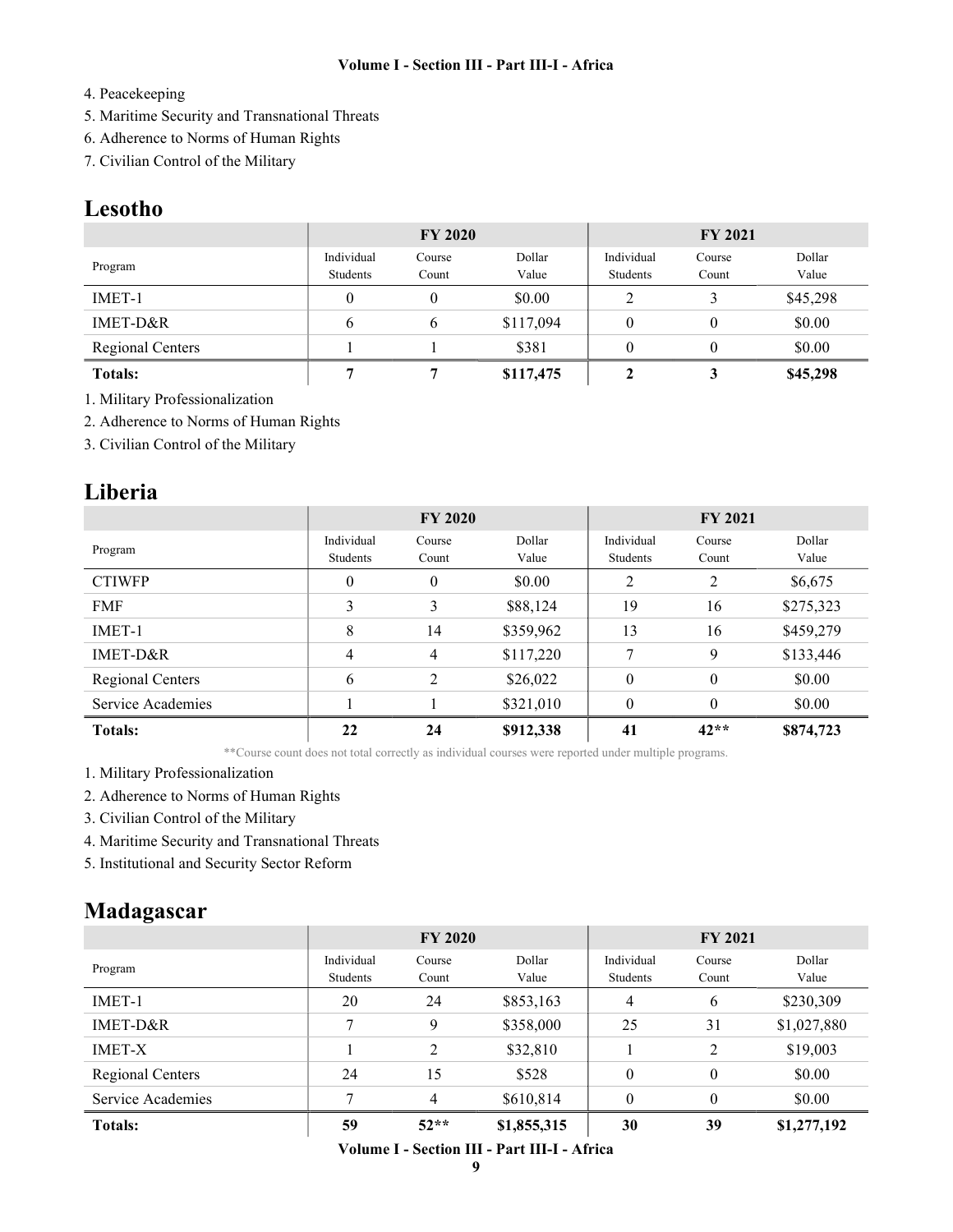4. Peacekeeping
5. Maritime Security and Transnational Threats
6. Adherence to Norms of Human Rights
7. Civilian Control of the Military

## Lesotho

| | FY 2020 | | | FY 2021 | | |
|---|---|---|---|---|---|---|
| Program | Individual Students | Course Count | Dollar Value | Individual Students | Course Count | Dollar Value |
| IMET-1 | 0 | 0 | $0.00 | 2 | 3 | $45,298 |
| IMET-D&R | 6 | 6 | $117,094 | 0 | 0 | $0.00 |
| Regional Centers | 1 | 1 | $381 | 0 | 0 | $0.00 |
| **Totals:** | **7** | **7** | **$117,475** | **2** | **3** | **$45,298** |

1. Military Professionalization
2. Adherence to Norms of Human Rights
3. Civilian Control of the Military

## Liberia

| | FY 2020 | | | FY 2021 | | |
|---|---|---|---|---|---|---|
| Program | Individual Students | Course Count | Dollar Value | Individual Students | Course Count | Dollar Value |
| CTIWFP | 0 | 0 | $0.00 | 2 | 2 | $6,675 |
| FMF | 3 | 3 | $88,124 | 19 | 16 | $275,323 |
| IMET-1 | 8 | 14 | $359,962 | 13 | 16 | $459,279 |
| IMET-D&R | 4 | 4 | $117,220 | 7 | 9 | $133,446 |
| Regional Centers | 6 | 2 | $26,022 | 0 | 0 | $0.00 |
| Service Academies | 1 | 1 | $321,010 | 0 | 0 | $0.00 |
| **Totals:** | **22** | **24** | **$912,338** | **41** | **42**** | **$874,723** |

**Course count does not total correctly as individual courses were reported under multiple programs.

1. Military Professionalization
2. Adherence to Norms of Human Rights
3. Civilian Control of the Military
4. Maritime Security and Transnational Threats
5. Institutional and Security Sector Reform

## Madagascar

| | FY 2020 | | | FY 2021 | | |
|---|---|---|---|---|---|---|
| Program | Individual Students | Course Count | Dollar Value | Individual Students | Course Count | Dollar Value |
| IMET-1 | 20 | 24 | $853,163 | 4 | 6 | $230,309 |
| IMET-D&R | 7 | 9 | $358,000 | 25 | 31 | $1,027,880 |
| IMET-X | 1 | 2 | $32,810 | 1 | 2 | $19,003 |
| Regional Centers | 24 | 15 | $528 | 0 | 0 | $0.00 |
| Service Academies | 7 | 4 | $610,814 | 0 | 0 | $0.00 |
| **Totals:** | **59** | **52**** | **$1,855,315** | **30** | **39** | **$1,277,192** |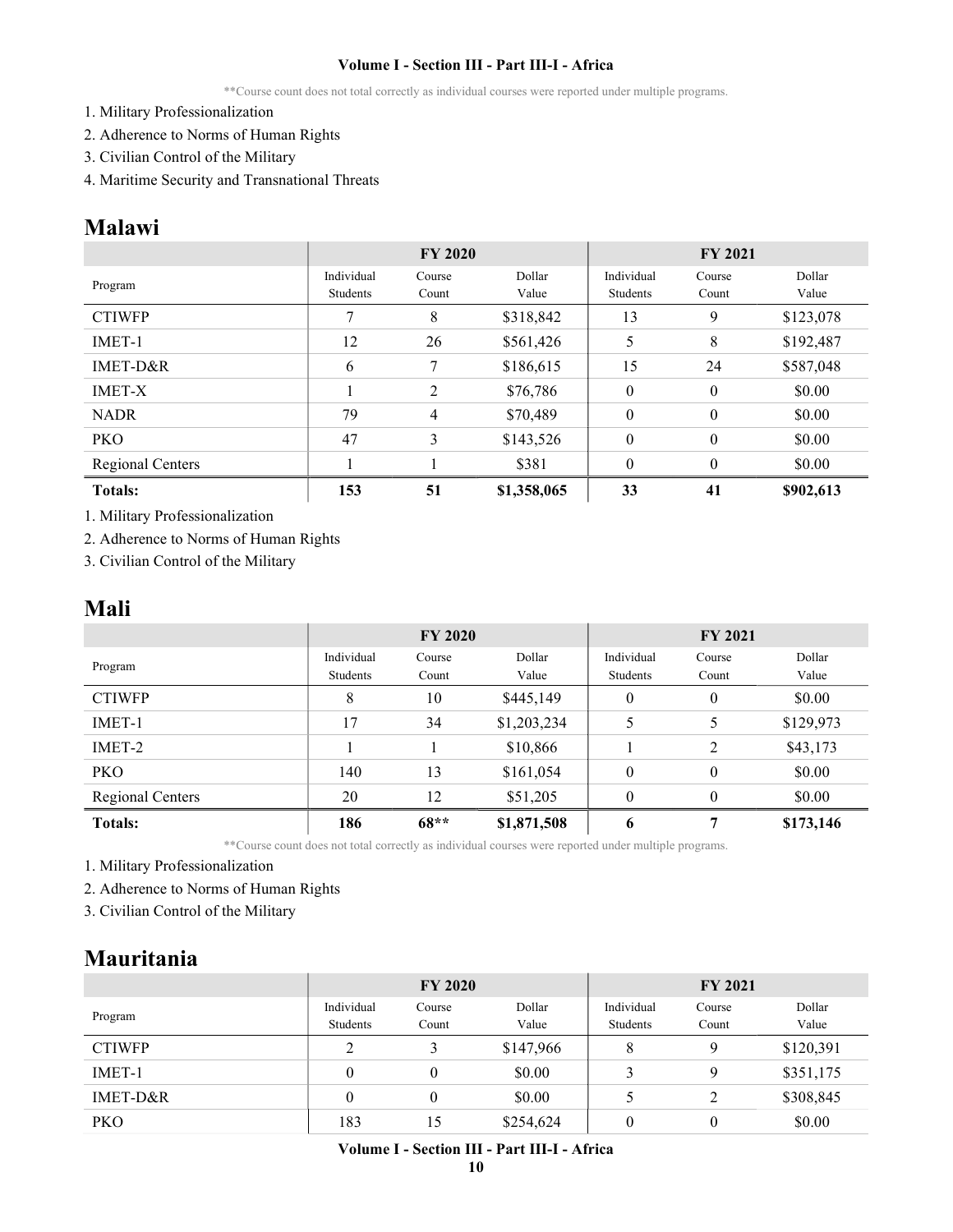**Course count does not total correctly as individual courses were reported under multiple programs.

1. Military Professionalization
2. Adherence to Norms of Human Rights
3. Civilian Control of the Military
4. Maritime Security and Transnational Threats

# Malawi

| | FY 2020 | | | FY 2021 | | |
|---|---|---|---|---|---|---|
| Program | Individual Students | Course Count | Dollar Value | Individual Students | Course Count | Dollar Value |
| CTIWFP | 7 | 8 | $318,842 | 13 | 9 | $123,078 |
| IMET-1 | 12 | 26 | $561,426 | 5 | 8 | $192,487 |
| IMET-D&R | 6 | 7 | $186,615 | 15 | 24 | $587,048 |
| IMET-X | 1 | 2 | $76,786 | 0 | 0 | $0.00 |
| NADR | 79 | 4 | $70,489 | 0 | 0 | $0.00 |
| PKO | 47 | 3 | $143,526 | 0 | 0 | $0.00 |
| Regional Centers | 1 | 1 | $381 | 0 | 0 | $0.00 |
| **Totals:** | **153** | **51** | **$1,358,065** | **33** | **41** | **$902,613** |

1. Military Professionalization
2. Adherence to Norms of Human Rights
3. Civilian Control of the Military

# Mali

| | FY 2020 | | | FY 2021 | | |
|---|---|---|---|---|---|---|
| Program | Individual Students | Course Count | Dollar Value | Individual Students | Course Count | Dollar Value |
| CTIWFP | 8 | 10 | $445,149 | 0 | 0 | $0.00 |
| IMET-1 | 17 | 34 | $1,203,234 | 5 | 5 | $129,973 |
| IMET-2 | 1 | 1 | $10,866 | 1 | 2 | $43,173 |
| PKO | 140 | 13 | $161,054 | 0 | 0 | $0.00 |
| Regional Centers | 20 | 12 | $51,205 | 0 | 0 | $0.00 |
| **Totals:** | **186** | **68**** | **$1,871,508** | **6** | **7** | **$173,146** |

**Course count does not total correctly as individual courses were reported under multiple programs.

1. Military Professionalization
2. Adherence to Norms of Human Rights
3. Civilian Control of the Military

# Mauritania

| | FY 2020 | | | FY 2021 | | |
|---|---|---|---|---|---|---|
| Program | Individual Students | Course Count | Dollar Value | Individual Students | Course Count | Dollar Value |
| CTIWFP | 2 | 3 | $147,966 | 8 | 9 | $120,391 |
| IMET-1 | 0 | 0 | $0.00 | 3 | 9 | $351,175 |
| IMET-D&R | 0 | 0 | $0.00 | 5 | 2 | $308,845 |
| PKO | 183 | 15 | $254,624 | 0 | 0 | $0.00 |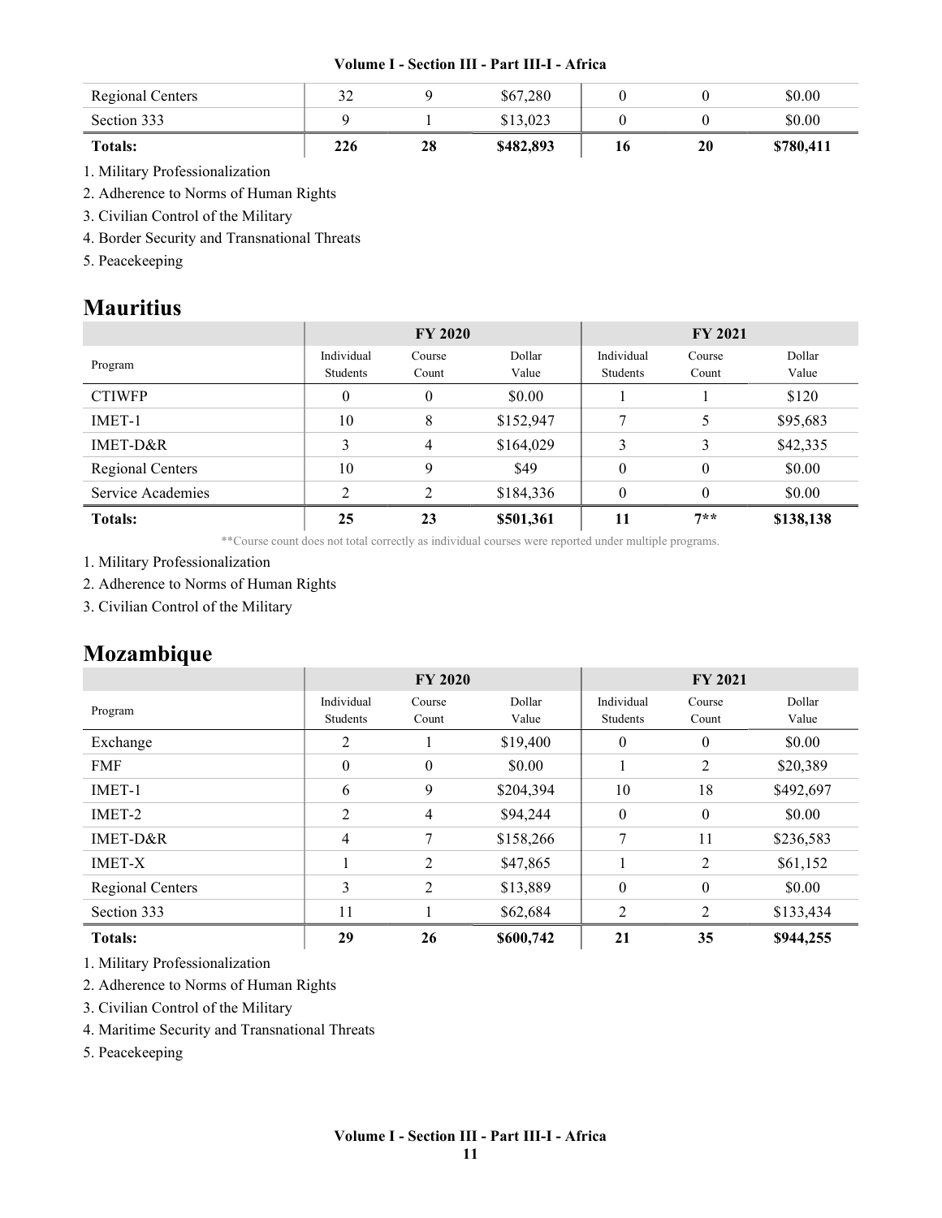| Regional Centers | 32 | 9 | $67,280 | 0 | 0 | $0.00 |
|---|---|---|---|---|---|---|
| Section 333 | 9 | 1 | $13,023 | 0 | 0 | $0.00 |
| **Totals:** | **226** | **28** | **$482,893** | **16** | **20** | **$780,411** |

1. Military Professionalization
2. Adherence to Norms of Human Rights
3. Civilian Control of the Military
4. Border Security and Transnational Threats
5. Peacekeeping

## Mauritius

| | FY 2020 | | | FY 2021 | | |
|---|---|---|---|---|---|---|
| Program | Individual Students | Course Count | Dollar Value | Individual Students | Course Count | Dollar Value |
| CTIWFP | 0 | 0 | $0.00 | 1 | 1 | $120 |
| IMET-1 | 10 | 8 | $152,947 | 7 | 5 | $95,683 |
| IMET-D&R | 3 | 4 | $164,029 | 3 | 3 | $42,335 |
| Regional Centers | 10 | 9 | $49 | 0 | 0 | $0.00 |
| Service Academies | 2 | 2 | $184,336 | 0 | 0 | $0.00 |
| **Totals:** | **25** | **23** | **$501,361** | **11** | **7**** | **$138,138** |

**Course count does not total correctly as individual courses were reported under multiple programs.

1. Military Professionalization
2. Adherence to Norms of Human Rights
3. Civilian Control of the Military

## Mozambique

| | FY 2020 | | | FY 2021 | | |
|---|---|---|---|---|---|---|
| Program | Individual Students | Course Count | Dollar Value | Individual Students | Course Count | Dollar Value |
| Exchange | 2 | 1 | $19,400 | 0 | 0 | $0.00 |
| FMF | 0 | 0 | $0.00 | 1 | 2 | $20,389 |
| IMET-1 | 6 | 9 | $204,394 | 10 | 18 | $492,697 |
| IMET-2 | 2 | 4 | $94,244 | 0 | 0 | $0.00 |
| IMET-D&R | 4 | 7 | $158,266 | 7 | 11 | $236,583 |
| IMET-X | 1 | 2 | $47,865 | 1 | 2 | $61,152 |
| Regional Centers | 3 | 2 | $13,889 | 0 | 0 | $0.00 |
| Section 333 | 11 | 1 | $62,684 | 2 | 2 | $133,434 |
| **Totals:** | **29** | **26** | **$600,742** | **21** | **35** | **$944,255** |

1. Military Professionalization
2. Adherence to Norms of Human Rights
3. Civilian Control of the Military
4. Maritime Security and Transnational Threats
5. Peacekeeping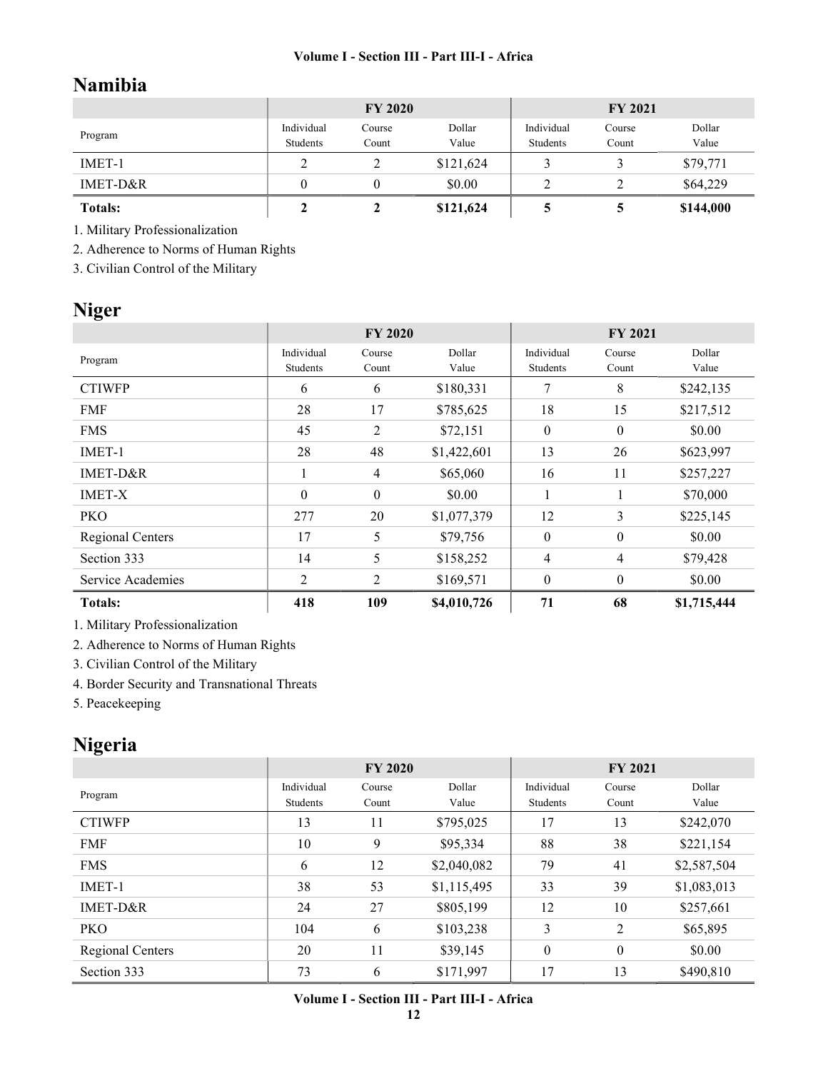## Namibia

| Program | FY 2020 | | | FY 2021 | | |
|---|---|---|---|---|---|---|
| | Individual Students | Course Count | Dollar Value | Individual Students | Course Count | Dollar Value |
| IMET-1 | 2 | 2 | $121,624 | 3 | 3 | $79,771 |
| IMET-D&R | 0 | 0 | $0.00 | 2 | 2 | $64,229 |
| **Totals:** | **2** | **2** | **$121,624** | **5** | **5** | **$144,000** |

1. Military Professionalization
2. Adherence to Norms of Human Rights
3. Civilian Control of the Military

## Niger

| Program | FY 2020 | | | FY 2021 | | |
|---|---|---|---|---|---|---|
| | Individual Students | Course Count | Dollar Value | Individual Students | Course Count | Dollar Value |
| CTIWFP | 6 | 6 | $180,331 | 7 | 8 | $242,135 |
| FMF | 28 | 17 | $785,625 | 18 | 15 | $217,512 |
| FMS | 45 | 2 | $72,151 | 0 | 0 | $0.00 |
| IMET-1 | 28 | 48 | $1,422,601 | 13 | 26 | $623,997 |
| IMET-D&R | 1 | 4 | $65,060 | 16 | 11 | $257,227 |
| IMET-X | 0 | 0 | $0.00 | 1 | 1 | $70,000 |
| PKO | 277 | 20 | $1,077,379 | 12 | 3 | $225,145 |
| Regional Centers | 17 | 5 | $79,756 | 0 | 0 | $0.00 |
| Section 333 | 14 | 5 | $158,252 | 4 | 4 | $79,428 |
| Service Academies | 2 | 2 | $169,571 | 0 | 0 | $0.00 |
| **Totals:** | **418** | **109** | **$4,010,726** | **71** | **68** | **$1,715,444** |

1. Military Professionalization
2. Adherence to Norms of Human Rights
3. Civilian Control of the Military
4. Border Security and Transnational Threats
5. Peacekeeping

## Nigeria

| Program | FY 2020 | | | FY 2021 | | |
|---|---|---|---|---|---|---|
| | Individual Students | Course Count | Dollar Value | Individual Students | Course Count | Dollar Value |
| CTIWFP | 13 | 11 | $795,025 | 17 | 13 | $242,070 |
| FMF | 10 | 9 | $95,334 | 88 | 38 | $221,154 |
| FMS | 6 | 12 | $2,040,082 | 79 | 41 | $2,587,504 |
| IMET-1 | 38 | 53 | $1,115,495 | 33 | 39 | $1,083,013 |
| IMET-D&R | 24 | 27 | $805,199 | 12 | 10 | $257,661 |
| PKO | 104 | 6 | $103,238 | 3 | 2 | $65,895 |
| Regional Centers | 20 | 11 | $39,145 | 0 | 0 | $0.00 |
| Section 333 | 73 | 6 | $171,997 | 17 | 13 | $490,810 |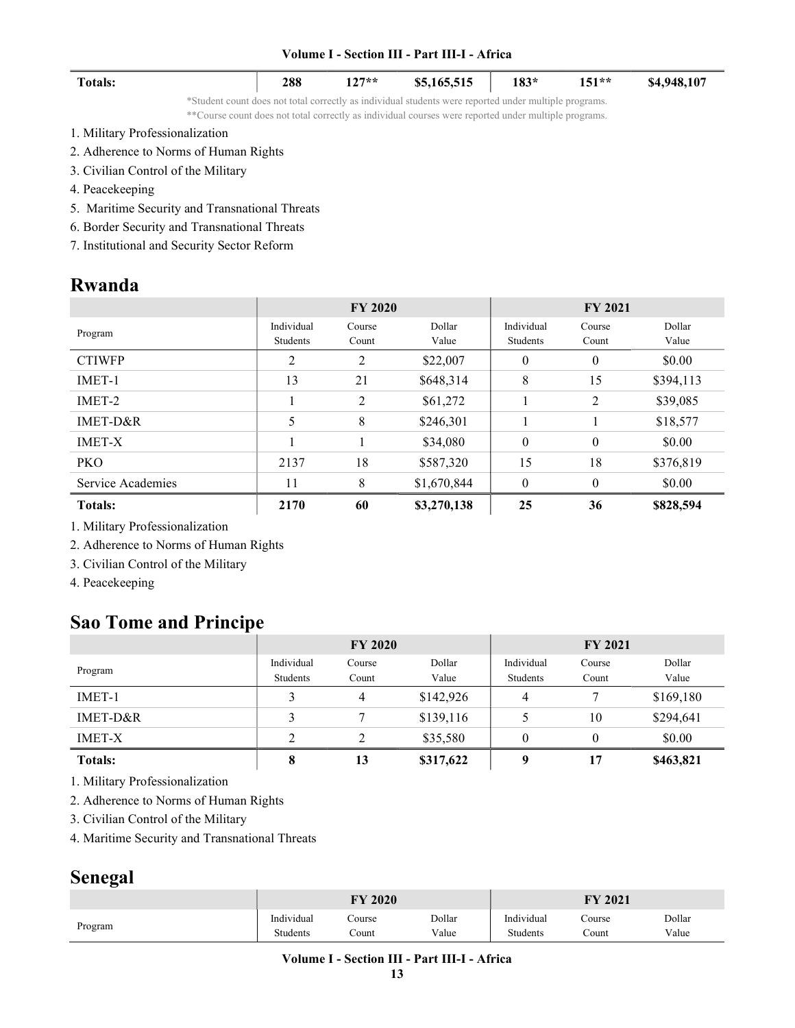| | FY 2020 | | | FY 2021 | | |
|---|---|---|---|---|---|---|
| **Totals:** | **288** | **127**** | **$5,165,515** | **183*** | **151**** | **$4,948,107** |

*Student count does not total correctly as individual students were reported under multiple programs.

**Course count does not total correctly as individual courses were reported under multiple programs.

1. Military Professionalization
2. Adherence to Norms of Human Rights
3. Civilian Control of the Military
4. Peacekeeping
5. Maritime Security and Transnational Threats
6. Border Security and Transnational Threats
7. Institutional and Security Sector Reform

## Rwanda

| | FY 2020 | | | FY 2021 | | |
|---|---|---|---|---|---|---|
| Program | Individual Students | Course Count | Dollar Value | Individual Students | Course Count | Dollar Value |
| CTIWFP | 2 | 2 | $22,007 | 0 | 0 | $0.00 |
| IMET-1 | 13 | 21 | $648,314 | 8 | 15 | $394,113 |
| IMET-2 | 1 | 2 | $61,272 | 1 | 2 | $39,085 |
| IMET-D&R | 5 | 8 | $246,301 | 1 | 1 | $18,577 |
| IMET-X | 1 | 1 | $34,080 | 0 | 0 | $0.00 |
| PKO | 2137 | 18 | $587,320 | 15 | 18 | $376,819 |
| Service Academies | 11 | 8 | $1,670,844 | 0 | 0 | $0.00 |
| **Totals:** | **2170** | **60** | **$3,270,138** | **25** | **36** | **$828,594** |

1. Military Professionalization
2. Adherence to Norms of Human Rights
3. Civilian Control of the Military
4. Peacekeeping

## Sao Tome and Principe

| | FY 2020 | | | FY 2021 | | |
|---|---|---|---|---|---|---|
| Program | Individual Students | Course Count | Dollar Value | Individual Students | Course Count | Dollar Value |
| IMET-1 | 3 | 4 | $142,926 | 4 | 7 | $169,180 |
| IMET-D&R | 3 | 7 | $139,116 | 5 | 10 | $294,641 |
| IMET-X | 2 | 2 | $35,580 | 0 | 0 | $0.00 |
| **Totals:** | **8** | **13** | **$317,622** | **9** | **17** | **$463,821** |

1. Military Professionalization
2. Adherence to Norms of Human Rights
3. Civilian Control of the Military
4. Maritime Security and Transnational Threats

## Senegal

| | FY 2020 | | | FY 2021 | | |
|---|---|---|---|---|---|---|
| Program | Individual Students | Course Count | Dollar Value | Individual Students | Course Count | Dollar Value |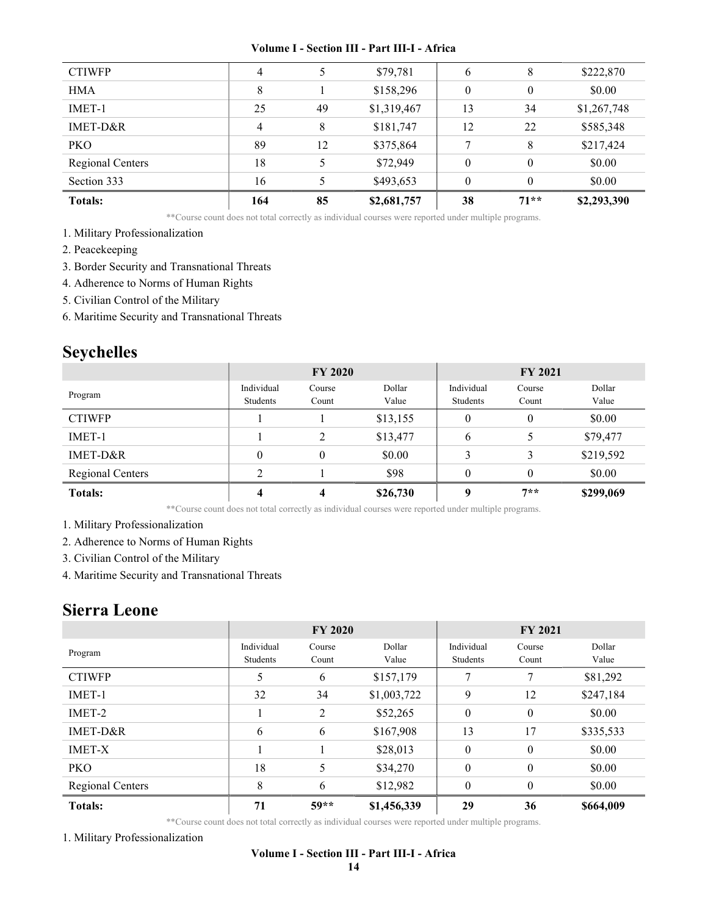| | | | | | | |
|---|---|---|---|---|---|---|
| CTIWFP | 4 | 5 | $79,781 | 6 | 8 | $222,870 |
| HMA | 8 | 1 | $158,296 | 0 | 0 | $0.00 |
| IMET-1 | 25 | 49 | $1,319,467 | 13 | 34 | $1,267,748 |
| IMET-D&R | 4 | 8 | $181,747 | 12 | 22 | $585,348 |
| PKO | 89 | 12 | $375,864 | 7 | 8 | $217,424 |
| Regional Centers | 18 | 5 | $72,949 | 0 | 0 | $0.00 |
| Section 333 | 16 | 5 | $493,653 | 0 | 0 | $0.00 |
| **Totals:** | **164** | **85** | **$2,681,757** | **38** | **71**** | **$2,293,390** |

**Course count does not total correctly as individual courses were reported under multiple programs.

1. Military Professionalization
2. Peacekeeping
3. Border Security and Transnational Threats
4. Adherence to Norms of Human Rights
5. Civilian Control of the Military
6. Maritime Security and Transnational Threats

## Seychelles

| | FY 2020 | | | FY 2021 | | |
|---|---|---|---|---|---|---|
| Program | Individual Students | Course Count | Dollar Value | Individual Students | Course Count | Dollar Value |
| CTIWFP | 1 | 1 | $13,155 | 0 | 0 | $0.00 |
| IMET-1 | 1 | 2 | $13,477 | 6 | 5 | $79,477 |
| IMET-D&R | 0 | 0 | $0.00 | 3 | 3 | $219,592 |
| Regional Centers | 2 | 1 | $98 | 0 | 0 | $0.00 |
| **Totals:** | **4** | **4** | **$26,730** | **9** | **7**** | **$299,069** |

**Course count does not total correctly as individual courses were reported under multiple programs.

1. Military Professionalization
2. Adherence to Norms of Human Rights
3. Civilian Control of the Military
4. Maritime Security and Transnational Threats

## Sierra Leone

| | FY 2020 | | | FY 2021 | | |
|---|---|---|---|---|---|---|
| Program | Individual Students | Course Count | Dollar Value | Individual Students | Course Count | Dollar Value |
| CTIWFP | 5 | 6 | $157,179 | 7 | 7 | $81,292 |
| IMET-1 | 32 | 34 | $1,003,722 | 9 | 12 | $247,184 |
| IMET-2 | 1 | 2 | $52,265 | 0 | 0 | $0.00 |
| IMET-D&R | 6 | 6 | $167,908 | 13 | 17 | $335,533 |
| IMET-X | 1 | 1 | $28,013 | 0 | 0 | $0.00 |
| PKO | 18 | 5 | $34,270 | 0 | 0 | $0.00 |
| Regional Centers | 8 | 6 | $12,982 | 0 | 0 | $0.00 |
| **Totals:** | **71** | **59**** | **$1,456,339** | **29** | **36** | **$664,009** |

**Course count does not total correctly as individual courses were reported under multiple programs.

1. Military Professionalization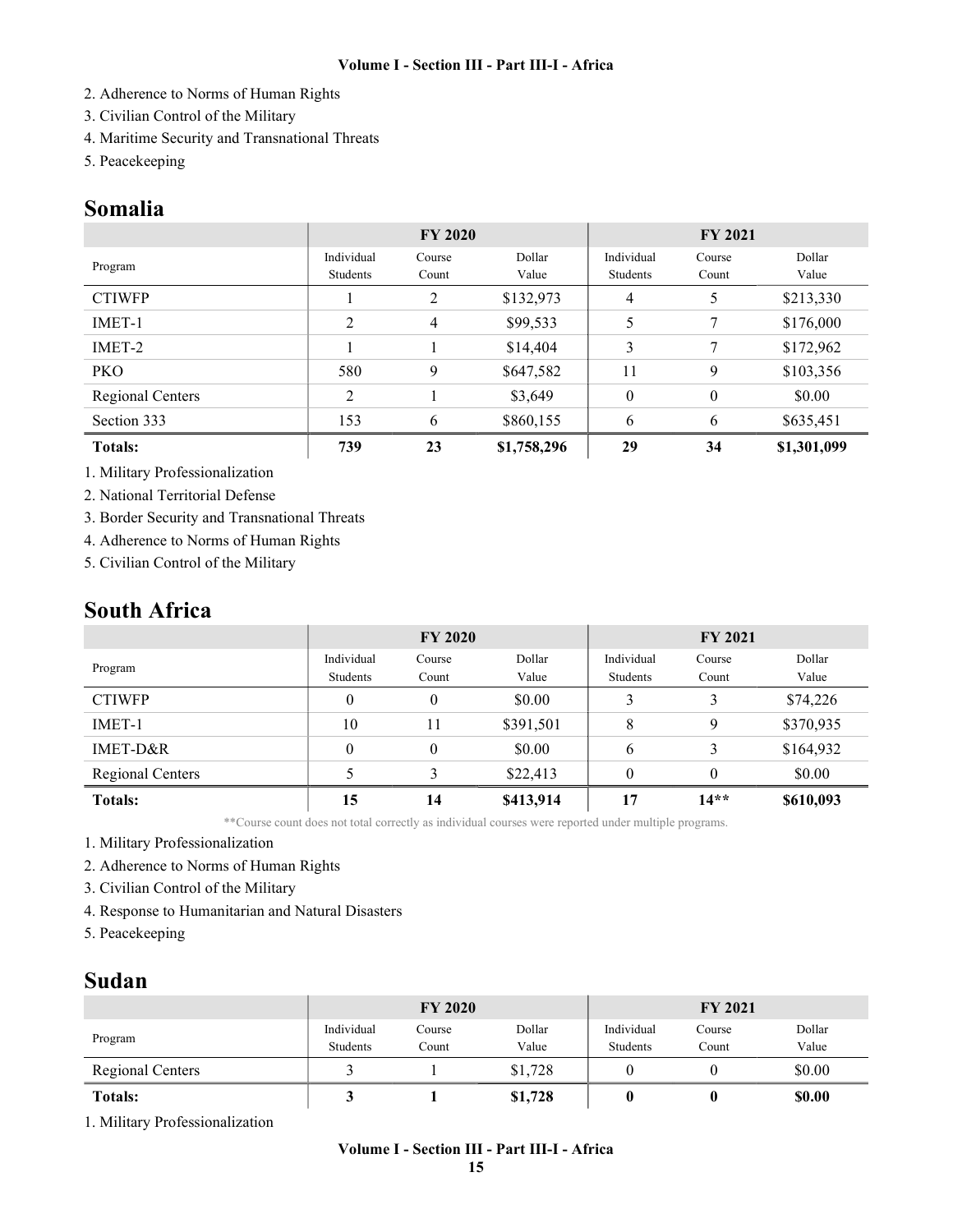2. Adherence to Norms of Human Rights
3. Civilian Control of the Military
4. Maritime Security and Transnational Threats
5. Peacekeeping

## Somalia

| | FY 2020 | | | FY 2021 | | |
|---|---|---|---|---|---|---|
| Program | Individual Students | Course Count | Dollar Value | Individual Students | Course Count | Dollar Value |
| CTIWFP | 1 | 2 | $132,973 | 4 | 5 | $213,330 |
| IMET-1 | 2 | 4 | $99,533 | 5 | 7 | $176,000 |
| IMET-2 | 1 | 1 | $14,404 | 3 | 7 | $172,962 |
| PKO | 580 | 9 | $647,582 | 11 | 9 | $103,356 |
| Regional Centers | 2 | 1 | $3,649 | 0 | 0 | $0.00 |
| Section 333 | 153 | 6 | $860,155 | 6 | 6 | $635,451 |
| **Totals:** | **739** | **23** | **$1,758,296** | **29** | **34** | **$1,301,099** |

1. Military Professionalization
2. National Territorial Defense
3. Border Security and Transnational Threats
4. Adherence to Norms of Human Rights
5. Civilian Control of the Military

## South Africa

| | FY 2020 | | | FY 2021 | | |
|---|---|---|---|---|---|---|
| Program | Individual Students | Course Count | Dollar Value | Individual Students | Course Count | Dollar Value |
| CTIWFP | 0 | 0 | $0.00 | 3 | 3 | $74,226 |
| IMET-1 | 10 | 11 | $391,501 | 8 | 9 | $370,935 |
| IMET-D&R | 0 | 0 | $0.00 | 6 | 3 | $164,932 |
| Regional Centers | 5 | 3 | $22,413 | 0 | 0 | $0.00 |
| **Totals:** | **15** | **14** | **$413,914** | **17** | **14**** | **$610,093** |

**Course count does not total correctly as individual courses were reported under multiple programs.

1. Military Professionalization
2. Adherence to Norms of Human Rights
3. Civilian Control of the Military
4. Response to Humanitarian and Natural Disasters
5. Peacekeeping

## Sudan

| | FY 2020 | | | FY 2021 | | |
|---|---|---|---|---|---|---|
| Program | Individual Students | Course Count | Dollar Value | Individual Students | Course Count | Dollar Value |
| Regional Centers | 3 | 1 | $1,728 | 0 | 0 | $0.00 |
| **Totals:** | **3** | **1** | **$1,728** | **0** | **0** | **$0.00** |

1. Military Professionalization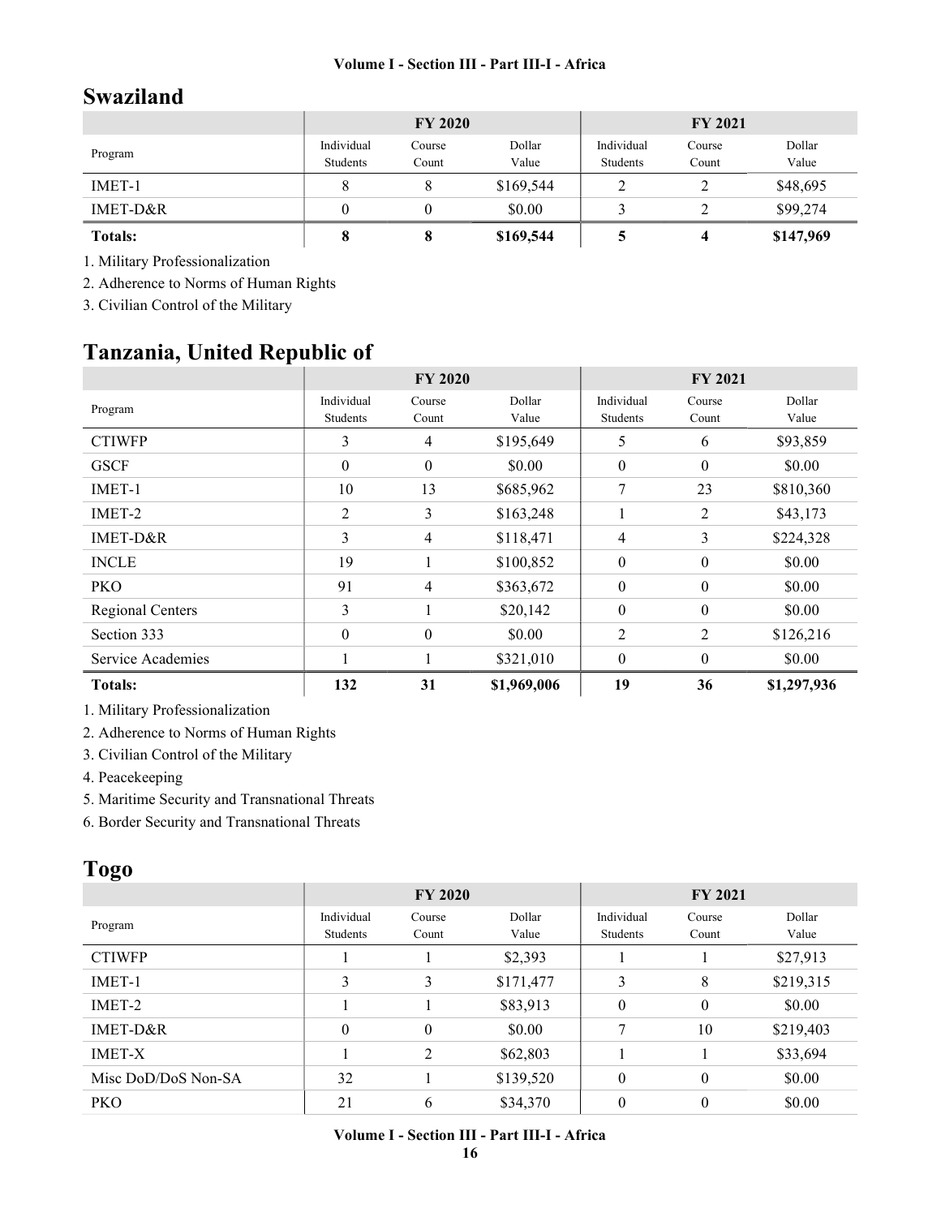## Swaziland

| Program | FY 2020 | | | FY 2021 | | |
|---|---|---|---|---|---|---|
| | Individual Students | Course Count | Dollar Value | Individual Students | Course Count | Dollar Value |
| IMET-1 | 8 | 8 | $169,544 | 2 | 2 | $48,695 |
| IMET-D&R | 0 | 0 | $0.00 | 3 | 2 | $99,274 |
| **Totals:** | **8** | **8** | **$169,544** | **5** | **4** | **$147,969** |

1. Military Professionalization
2. Adherence to Norms of Human Rights
3. Civilian Control of the Military

## Tanzania, United Republic of

| Program | FY 2020 | | | FY 2021 | | |
|---|---|---|---|---|---|---|
| | Individual Students | Course Count | Dollar Value | Individual Students | Course Count | Dollar Value |
| CTIWFP | 3 | 4 | $195,649 | 5 | 6 | $93,859 |
| GSCF | 0 | 0 | $0.00 | 0 | 0 | $0.00 |
| IMET-1 | 10 | 13 | $685,962 | 7 | 23 | $810,360 |
| IMET-2 | 2 | 3 | $163,248 | 1 | 2 | $43,173 |
| IMET-D&R | 3 | 4 | $118,471 | 4 | 3 | $224,328 |
| INCLE | 19 | 1 | $100,852 | 0 | 0 | $0.00 |
| PKO | 91 | 4 | $363,672 | 0 | 0 | $0.00 |
| Regional Centers | 3 | 1 | $20,142 | 0 | 0 | $0.00 |
| Section 333 | 0 | 0 | $0.00 | 2 | 2 | $126,216 |
| Service Academies | 1 | 1 | $321,010 | 0 | 0 | $0.00 |
| **Totals:** | **132** | **31** | **$1,969,006** | **19** | **36** | **$1,297,936** |

1. Military Professionalization
2. Adherence to Norms of Human Rights
3. Civilian Control of the Military
4. Peacekeeping
5. Maritime Security and Transnational Threats
6. Border Security and Transnational Threats

## Togo

| Program | FY 2020 | | | FY 2021 | | |
|---|---|---|---|---|---|---|
| | Individual Students | Course Count | Dollar Value | Individual Students | Course Count | Dollar Value |
| CTIWFP | 1 | 1 | $2,393 | 1 | 1 | $27,913 |
| IMET-1 | 3 | 3 | $171,477 | 3 | 8 | $219,315 |
| IMET-2 | 1 | 1 | $83,913 | 0 | 0 | $0.00 |
| IMET-D&R | 0 | 0 | $0.00 | 7 | 10 | $219,403 |
| IMET-X | 1 | 2 | $62,803 | 1 | 1 | $33,694 |
| Misc DoD/DoS Non-SA | 32 | 1 | $139,520 | 0 | 0 | $0.00 |
| PKO | 21 | 6 | $34,370 | 0 | 0 | $0.00 |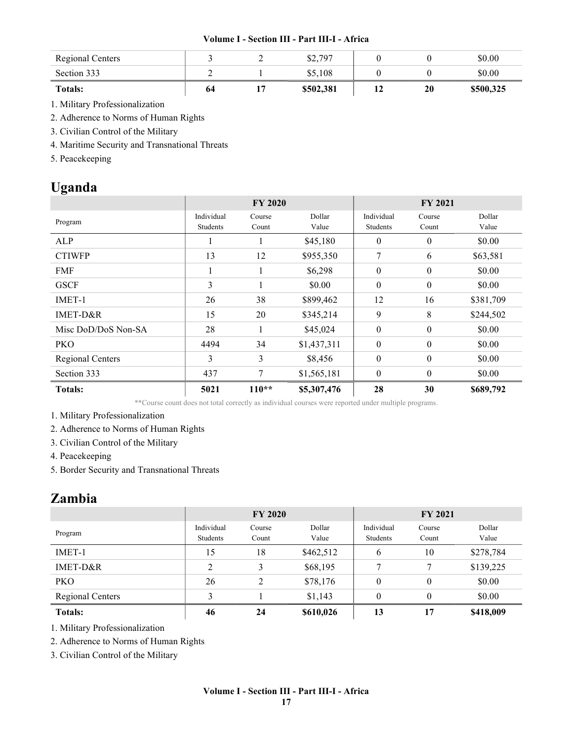| | | | | | | |
|---|---|---|---|---|---|---|
| Regional Centers | 3 | 2 | $2,797 | 0 | 0 | $0.00 |
| Section 333 | 2 | 1 | $5,108 | 0 | 0 | $0.00 |
| **Totals:** | **64** | **17** | **$502,381** | **12** | **20** | **$500,325** |

1. Military Professionalization
2. Adherence to Norms of Human Rights
3. Civilian Control of the Military
4. Maritime Security and Transnational Threats
5. Peacekeeping

## Uganda

| | FY 2020 | | | FY 2021 | | |
|---|---|---|---|---|---|---|
| Program | Individual Students | Course Count | Dollar Value | Individual Students | Course Count | Dollar Value |
| ALP | 1 | 1 | $45,180 | 0 | 0 | $0.00 |
| CTIWFP | 13 | 12 | $955,350 | 7 | 6 | $63,581 |
| FMF | 1 | 1 | $6,298 | 0 | 0 | $0.00 |
| GSCF | 3 | 1 | $0.00 | 0 | 0 | $0.00 |
| IMET-1 | 26 | 38 | $899,462 | 12 | 16 | $381,709 |
| IMET-D&R | 15 | 20 | $345,214 | 9 | 8 | $244,502 |
| Misc DoD/DoS Non-SA | 28 | 1 | $45,024 | 0 | 0 | $0.00 |
| PKO | 4494 | 34 | $1,437,311 | 0 | 0 | $0.00 |
| Regional Centers | 3 | 3 | $8,456 | 0 | 0 | $0.00 |
| Section 333 | 437 | 7 | $1,565,181 | 0 | 0 | $0.00 |
| **Totals:** | **5021** | **110**** | **$5,307,476** | **28** | **30** | **$689,792** |

**Course count does not total correctly as individual courses were reported under multiple programs.

1. Military Professionalization
2. Adherence to Norms of Human Rights
3. Civilian Control of the Military
4. Peacekeeping
5. Border Security and Transnational Threats

## Zambia

| | FY 2020 | | | FY 2021 | | |
|---|---|---|---|---|---|---|
| Program | Individual Students | Course Count | Dollar Value | Individual Students | Course Count | Dollar Value |
| IMET-1 | 15 | 18 | $462,512 | 6 | 10 | $278,784 |
| IMET-D&R | 2 | 3 | $68,195 | 7 | 7 | $139,225 |
| PKO | 26 | 2 | $78,176 | 0 | 0 | $0.00 |
| Regional Centers | 3 | 1 | $1,143 | 0 | 0 | $0.00 |
| **Totals:** | **46** | **24** | **$610,026** | **13** | **17** | **$418,009** |

1. Military Professionalization
2. Adherence to Norms of Human Rights
3. Civilian Control of the Military